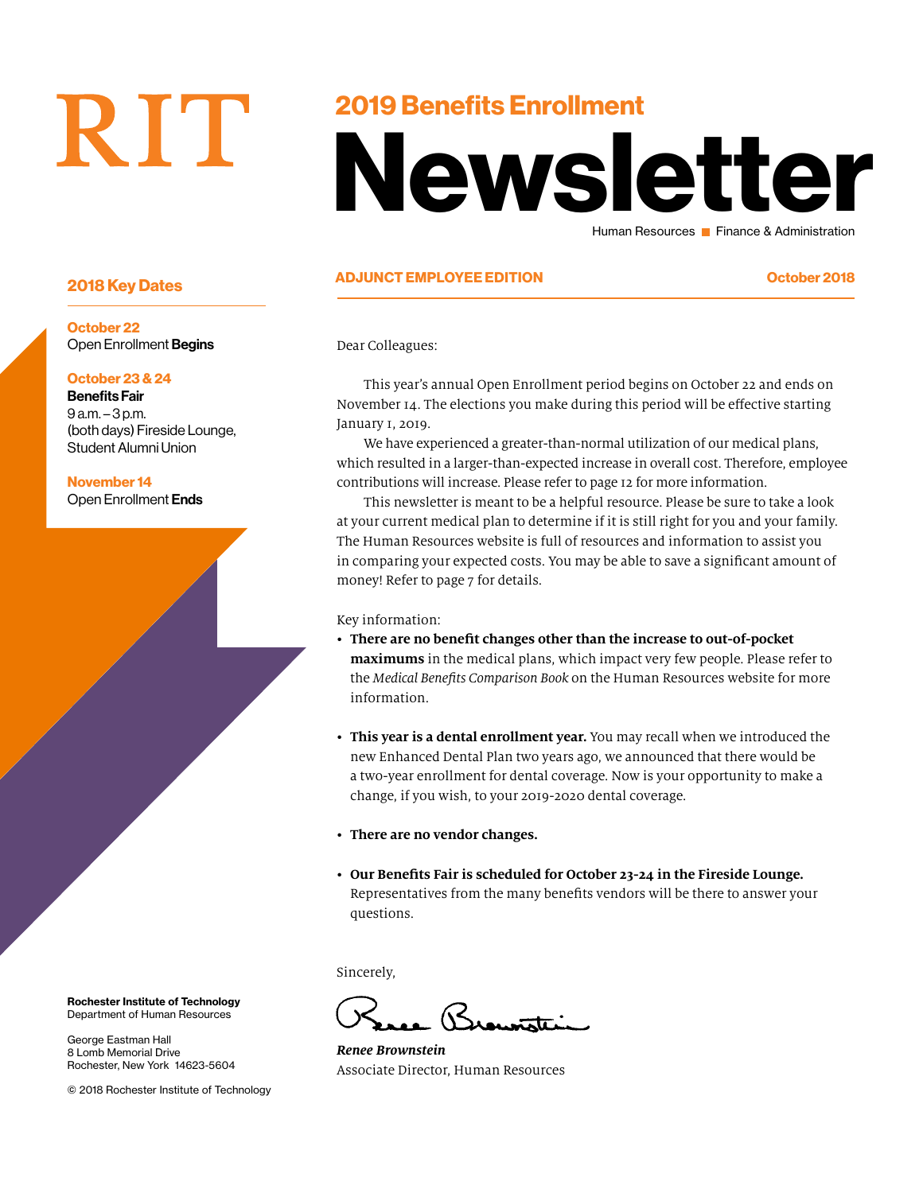RIT

# 2019 Benefits Enrollment Newsletter

Human Resources ■ Finance & Administration

**ADJUNCT EMPLOYEE EDITION** — October 2018

## 2018 Key Dates

**October 22**
Open Enrollment **Begins**

**October 23 & 24**
**Benefits Fair**
9 a.m. – 3 p.m.
(both days) Fireside Lounge, Student Alumni Union

**November 14**
Open Enrollment **Ends**

Dear Colleagues:

This year's annual Open Enrollment period begins on October 22 and ends on November 14. The elections you make during this period will be effective starting January 1, 2019.

We have experienced a greater-than-normal utilization of our medical plans, which resulted in a larger-than-expected increase in overall cost. Therefore, employee contributions will increase. Please refer to page 12 for more information.

This newsletter is meant to be a helpful resource. Please be sure to take a look at your current medical plan to determine if it is still right for you and your family. The Human Resources website is full of resources and information to assist you in comparing your expected costs. You may be able to save a significant amount of money! Refer to page 7 for details.

Key information:

- **There are no benefit changes other than the increase to out-of-pocket maximums** in the medical plans, which impact very few people. Please refer to the *Medical Benefits Comparison Book* on the Human Resources website for more information.

- **This year is a dental enrollment year.** You may recall when we introduced the new Enhanced Dental Plan two years ago, we announced that there would be a two-year enrollment for dental coverage. Now is your opportunity to make a change, if you wish, to your 2019-2020 dental coverage.

- **There are no vendor changes.**

- **Our Benefits Fair is scheduled for October 23-24 in the Fireside Lounge.** Representatives from the many benefits vendors will be there to answer your questions.

Sincerely,

***Renee Brownstein***
Associate Director, Human Resources

**Rochester Institute of Technology**
Department of Human Resources

George Eastman Hall
8 Lomb Memorial Drive
Rochester, New York 14623-5604

© 2018 Rochester Institute of Technology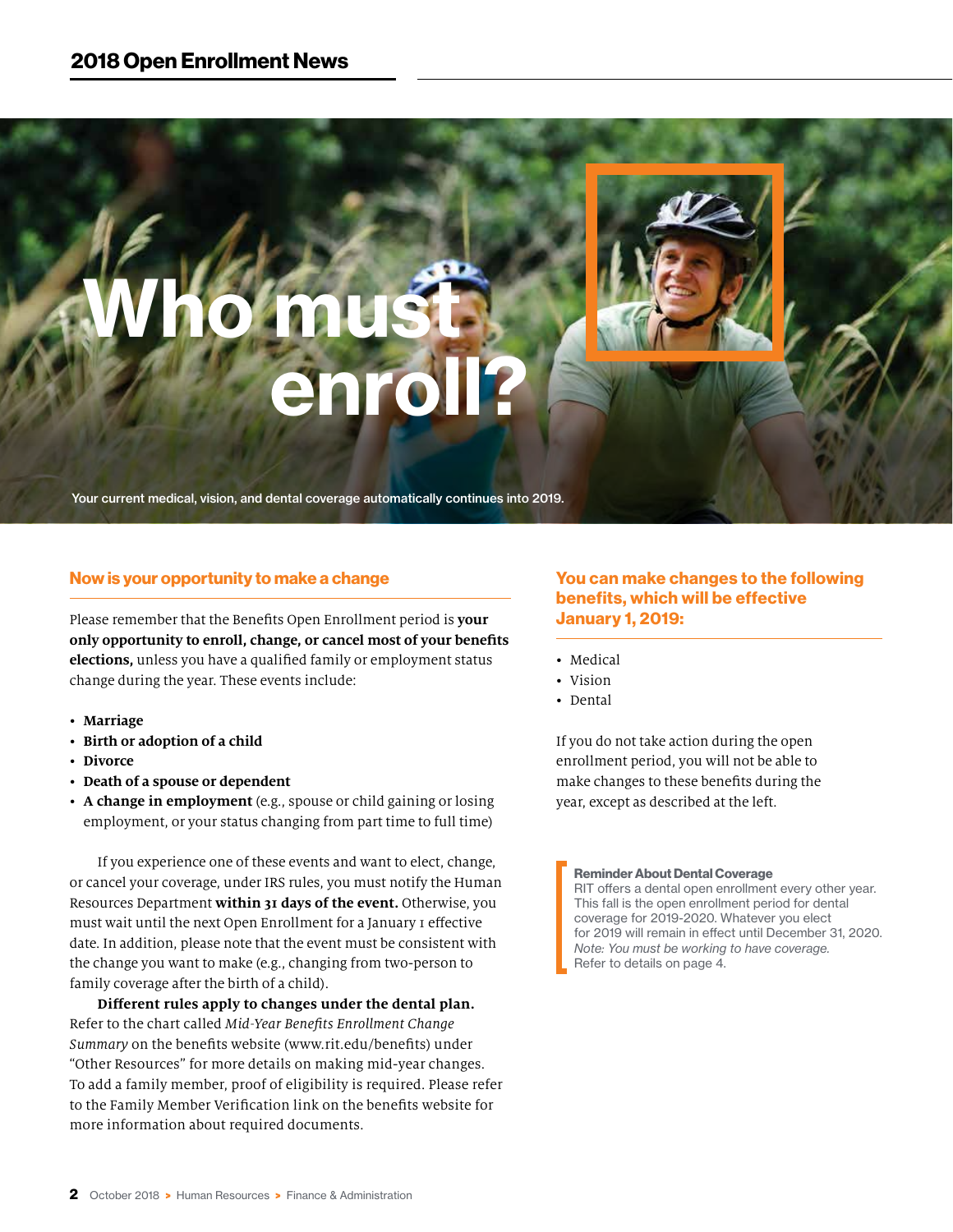# Who must enroll?

Your current medical, vision, and dental coverage automatically continues into 2019.

## Now is your opportunity to make a change

Please remember that the Benefits Open Enrollment period is **your only opportunity to enroll, change, or cancel most of your benefits elections,** unless you have a qualified family or employment status change during the year. These events include:

- **Marriage**
- **Birth or adoption of a child**
- **Divorce**
- **Death of a spouse or dependent**
- **A change in employment** (e.g., spouse or child gaining or losing employment, or your status changing from part time to full time)

If you experience one of these events and want to elect, change, or cancel your coverage, under IRS rules, you must notify the Human Resources Department **within 31 days of the event.** Otherwise, you must wait until the next Open Enrollment for a January 1 effective date. In addition, please note that the event must be consistent with the change you want to make (e.g., changing from two-person to family coverage after the birth of a child).

**Different rules apply to changes under the dental plan.** Refer to the chart called *Mid-Year Benefits Enrollment Change Summary* on the benefits website (www.rit.edu/benefits) under "Other Resources" for more details on making mid-year changes. To add a family member, proof of eligibility is required. Please refer to the Family Member Verification link on the benefits website for more information about required documents.

## You can make changes to the following benefits, which will be effective January 1, 2019:

- Medical
- Vision
- Dental

If you do not take action during the open enrollment period, you will not be able to make changes to these benefits during the year, except as described at the left.

**Reminder About Dental Coverage**
RIT offers a dental open enrollment every other year. This fall is the open enrollment period for dental coverage for 2019-2020. Whatever you elect for 2019 will remain in effect until December 31, 2020.
*Note: You must be working to have coverage.*
Refer to details on page 4.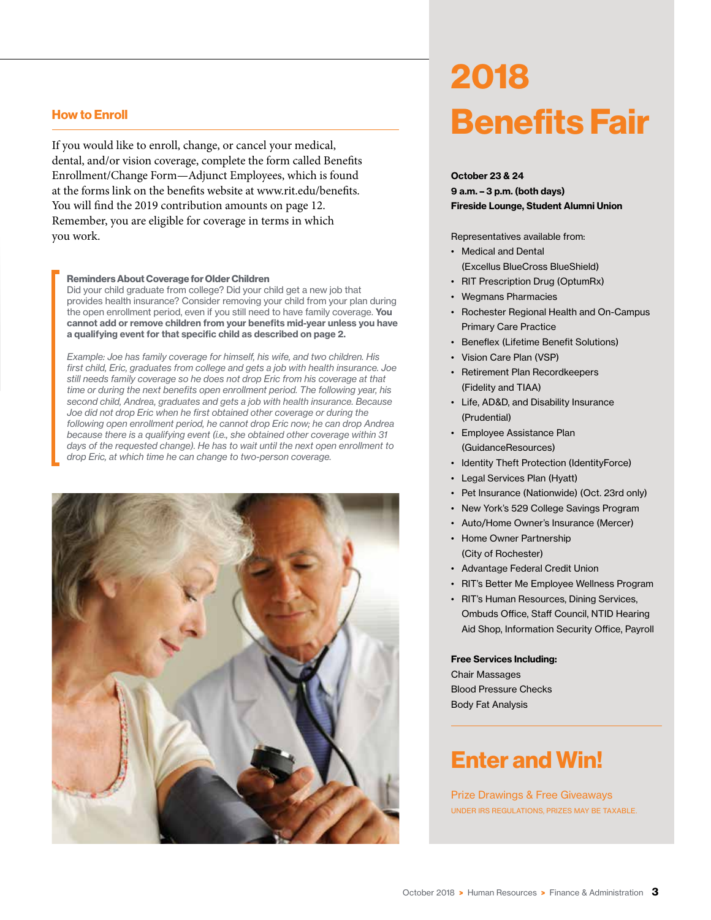## How to Enroll

If you would like to enroll, change, or cancel your medical, dental, and/or vision coverage, complete the form called Benefits Enrollment/Change Form—Adjunct Employees, which is found at the forms link on the benefits website at www.rit.edu/benefits. You will find the 2019 contribution amounts on page 12. Remember, you are eligible for coverage in terms in which you work.

**Reminders About Coverage for Older Children**

Did your child graduate from college? Did your child get a new job that provides health insurance? Consider removing your child from your plan during the open enrollment period, even if you still need to have family coverage. **You cannot add or remove children from your benefits mid-year unless you have a qualifying event for that specific child as described on page 2.**

*Example: Joe has family coverage for himself, his wife, and two children. His first child, Eric, graduates from college and gets a job with health insurance. Joe still needs family coverage so he does not drop Eric from his coverage at that time or during the next benefits open enrollment period. The following year, his second child, Andrea, graduates and gets a job with health insurance. Because Joe did not drop Eric when he first obtained other coverage or during the following open enrollment period, he cannot drop Eric now; he can drop Andrea because there is a qualifying event (i.e., she obtained other coverage within 31 days of the requested change). He has to wait until the next open enrollment to drop Eric, at which time he can change to two-person coverage.*

# 2018 Benefits Fair

**October 23 & 24**
**9 a.m. – 3 p.m. (both days)**
**Fireside Lounge, Student Alumni Union**

Representatives available from:

- Medical and Dental (Excellus BlueCross BlueShield)
- RIT Prescription Drug (OptumRx)
- Wegmans Pharmacies
- Rochester Regional Health and On-Campus Primary Care Practice
- Beneflex (Lifetime Benefit Solutions)
- Vision Care Plan (VSP)
- Retirement Plan Recordkeepers (Fidelity and TIAA)
- Life, AD&D, and Disability Insurance (Prudential)
- Employee Assistance Plan (GuidanceResources)
- Identity Theft Protection (IdentityForce)
- Legal Services Plan (Hyatt)
- Pet Insurance (Nationwide) (Oct. 23rd only)
- New York's 529 College Savings Program
- Auto/Home Owner's Insurance (Mercer)
- Home Owner Partnership (City of Rochester)
- Advantage Federal Credit Union
- RIT's Better Me Employee Wellness Program
- RIT's Human Resources, Dining Services, Ombuds Office, Staff Council, NTID Hearing Aid Shop, Information Security Office, Payroll

**Free Services Including:**
Chair Massages
Blood Pressure Checks
Body Fat Analysis

## Enter and Win!

Prize Drawings & Free Giveaways

UNDER IRS REGULATIONS, PRIZES MAY BE TAXABLE.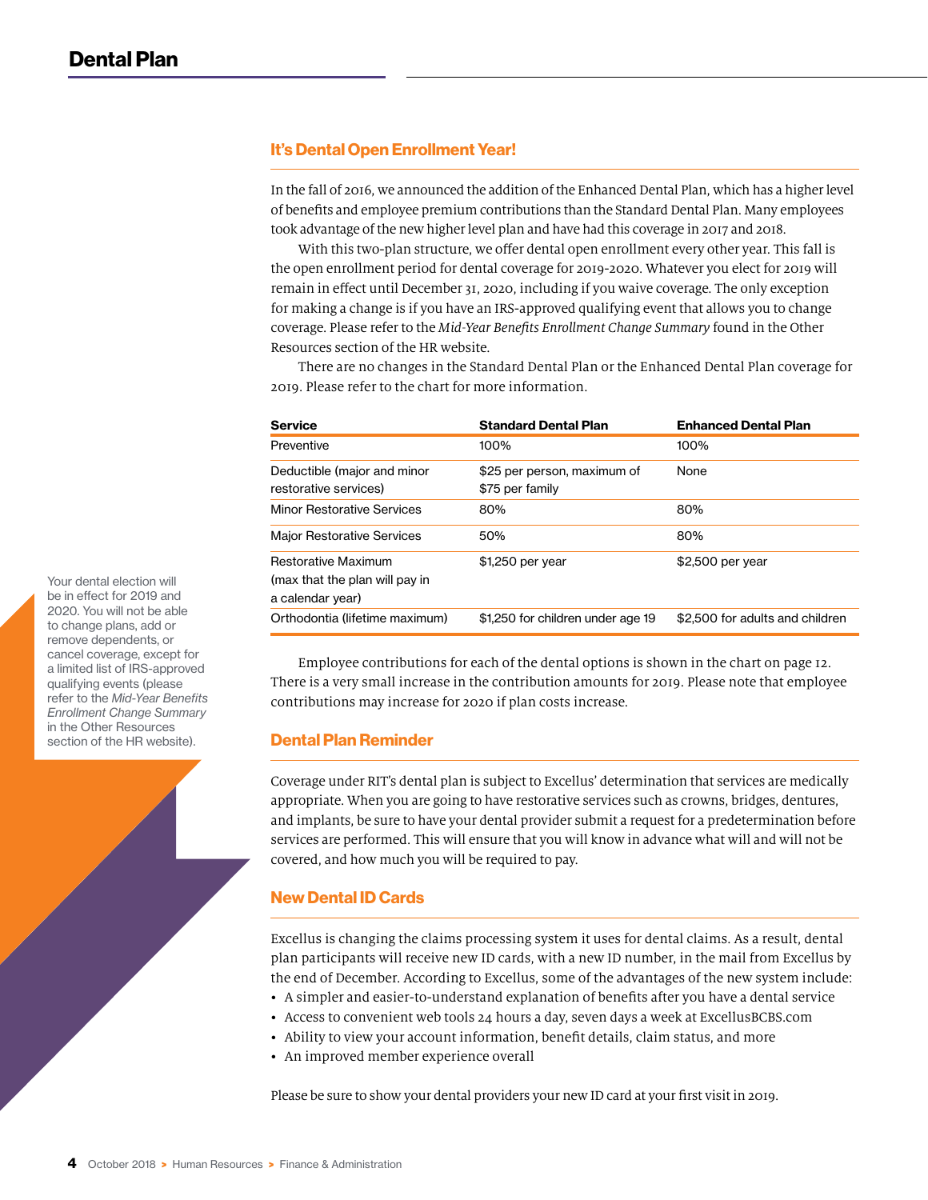# Dental Plan

## It's Dental Open Enrollment Year!

In the fall of 2016, we announced the addition of the Enhanced Dental Plan, which has a higher level of benefits and employee premium contributions than the Standard Dental Plan. Many employees took advantage of the new higher level plan and have had this coverage in 2017 and 2018.

With this two-plan structure, we offer dental open enrollment every other year. This fall is the open enrollment period for dental coverage for 2019-2020. Whatever you elect for 2019 will remain in effect until December 31, 2020, including if you waive coverage. The only exception for making a change is if you have an IRS-approved qualifying event that allows you to change coverage. Please refer to the *Mid-Year Benefits Enrollment Change Summary* found in the Other Resources section of the HR website.

There are no changes in the Standard Dental Plan or the Enhanced Dental Plan coverage for 2019. Please refer to the chart for more information.

| Service | Standard Dental Plan | Enhanced Dental Plan |
|---|---|---|
| Preventive | 100% | 100% |
| Deductible (major and minor restorative services) | $25 per person, maximum of $75 per family | None |
| Minor Restorative Services | 80% | 80% |
| Major Restorative Services | 50% | 80% |
| Restorative Maximum (max that the plan will pay in a calendar year) | $1,250 per year | $2,500 per year |
| Orthodontia (lifetime maximum) | $1,250 for children under age 19 | $2,500 for adults and children |

Employee contributions for each of the dental options is shown in the chart on page 12. There is a very small increase in the contribution amounts for 2019. Please note that employee contributions may increase for 2020 if plan costs increase.

Your dental election will be in effect for 2019 and 2020. You will not be able to change plans, add or remove dependents, or cancel coverage, except for a limited list of IRS-approved qualifying events (please refer to the *Mid-Year Benefits Enrollment Change Summary* in the Other Resources section of the HR website).

## Dental Plan Reminder

Coverage under RIT's dental plan is subject to Excellus' determination that services are medically appropriate. When you are going to have restorative services such as crowns, bridges, dentures, and implants, be sure to have your dental provider submit a request for a predetermination before services are performed. This will ensure that you will know in advance what will and will not be covered, and how much you will be required to pay.

## New Dental ID Cards

Excellus is changing the claims processing system it uses for dental claims. As a result, dental plan participants will receive new ID cards, with a new ID number, in the mail from Excellus by the end of December. According to Excellus, some of the advantages of the new system include:

- A simpler and easier-to-understand explanation of benefits after you have a dental service
- Access to convenient web tools 24 hours a day, seven days a week at ExcellusBCBS.com
- Ability to view your account information, benefit details, claim status, and more
- An improved member experience overall

Please be sure to show your dental providers your new ID card at your first visit in 2019.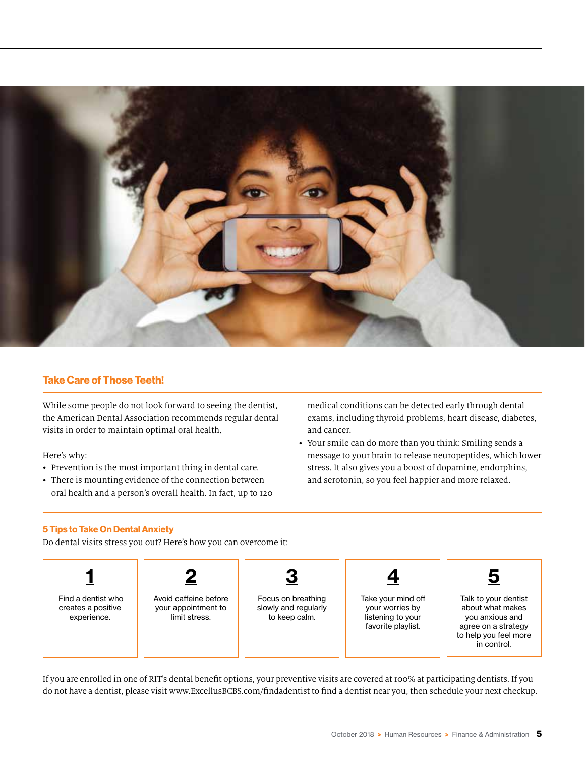## Take Care of Those Teeth!

While some people do not look forward to seeing the dentist, the American Dental Association recommends regular dental visits in order to maintain optimal oral health.

Here's why:

- Prevention is the most important thing in dental care.
- There is mounting evidence of the connection between oral health and a person's overall health. In fact, up to 120 medical conditions can be detected early through dental exams, including thyroid problems, heart disease, diabetes, and cancer.
- Your smile can do more than you think: Smiling sends a message to your brain to release neuropeptides, which lower stress. It also gives you a boost of dopamine, endorphins, and serotonin, so you feel happier and more relaxed.

### 5 Tips to Take On Dental Anxiety

Do dental visits stress you out? Here's how you can overcome it:

1. Find a dentist who creates a positive experience.
2. Avoid caffeine before your appointment to limit stress.
3. Focus on breathing slowly and regularly to keep calm.
4. Take your mind off your worries by listening to your favorite playlist.
5. Talk to your dentist about what makes you anxious and agree on a strategy to help you feel more in control.

If you are enrolled in one of RIT's dental benefit options, your preventive visits are covered at 100% at participating dentists. If you do not have a dentist, please visit www.ExcellusBCBS.com/findadentist to find a dentist near you, then schedule your next checkup.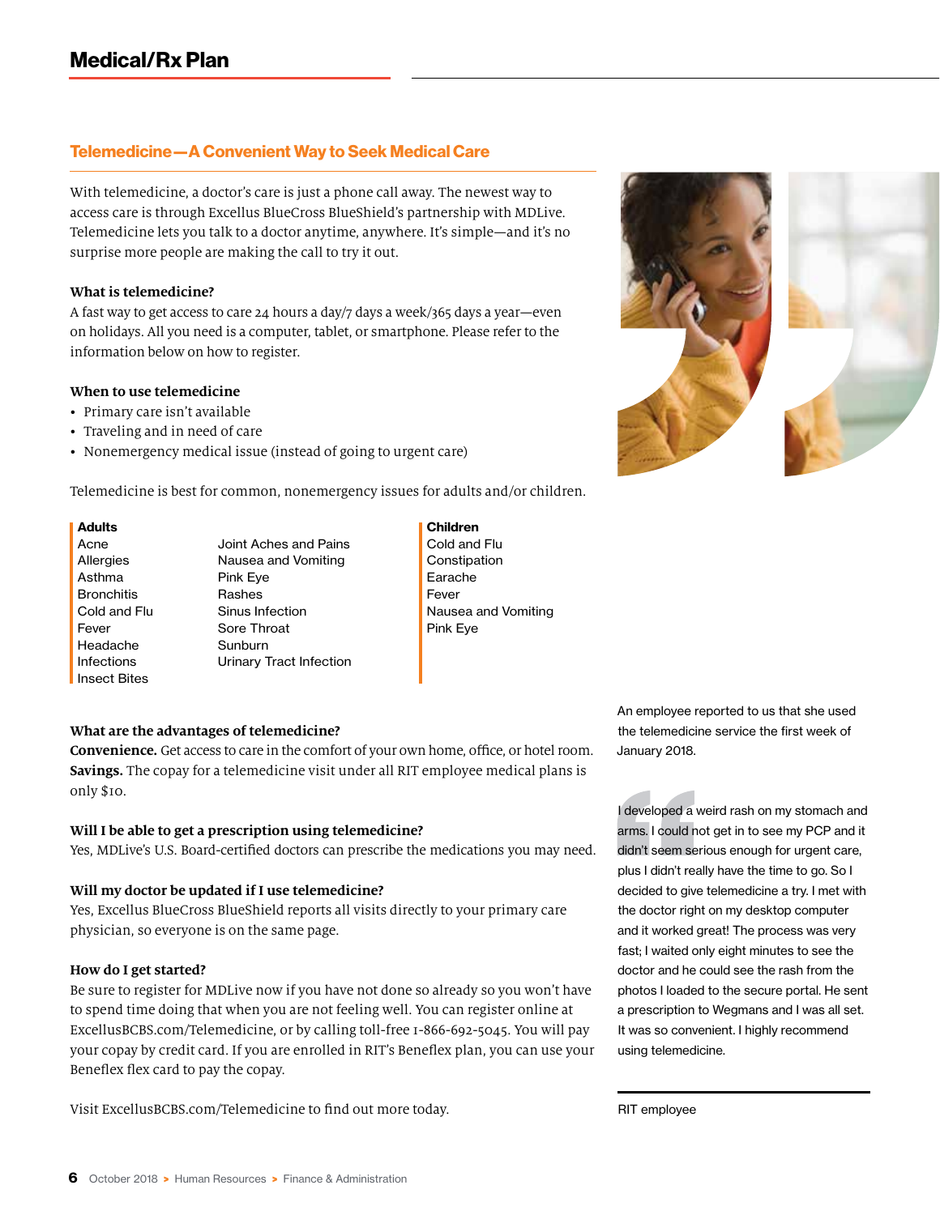# Medical/Rx Plan

## Telemedicine—A Convenient Way to Seek Medical Care

With telemedicine, a doctor's care is just a phone call away. The newest way to access care is through Excellus BlueCross BlueShield's partnership with MDLive. Telemedicine lets you talk to a doctor anytime, anywhere. It's simple—and it's no surprise more people are making the call to try it out.

### What is telemedicine?

A fast way to get access to care 24 hours a day/7 days a week/365 days a year—even on holidays. All you need is a computer, tablet, or smartphone. Please refer to the information below on how to register.

### When to use telemedicine

- Primary care isn't available
- Traveling and in need of care
- Nonemergency medical issue (instead of going to urgent care)

Telemedicine is best for common, nonemergency issues for adults and/or children.

**Adults**

Acne
Allergies
Asthma
Bronchitis
Cold and Flu
Fever
Headache
Infections
Insect Bites
Joint Aches and Pains
Nausea and Vomiting
Pink Eye
Rashes
Sinus Infection
Sore Throat
Sunburn
Urinary Tract Infection

**Children**

Cold and Flu
Constipation
Earache
Fever
Nausea and Vomiting
Pink Eye

### What are the advantages of telemedicine?

**Convenience.** Get access to care in the comfort of your own home, office, or hotel room.
**Savings.** The copay for a telemedicine visit under all RIT employee medical plans is only $10.

### Will I be able to get a prescription using telemedicine?

Yes, MDLive's U.S. Board-certified doctors can prescribe the medications you may need.

### Will my doctor be updated if I use telemedicine?

Yes, Excellus BlueCross BlueShield reports all visits directly to your primary care physician, so everyone is on the same page.

### How do I get started?

Be sure to register for MDLive now if you have not done so already so you won't have to spend time doing that when you are not feeling well. You can register online at ExcellusBCBS.com/Telemedicine, or by calling toll-free 1-866-692-5045. You will pay your copay by credit card. If you are enrolled in RIT's Beneflex plan, you can use your Beneflex flex card to pay the copay.

Visit ExcellusBCBS.com/Telemedicine to find out more today.

An employee reported to us that she used the telemedicine service the first week of January 2018.

> I developed a weird rash on my stomach and arms. I could not get in to see my PCP and it didn't seem serious enough for urgent care, plus I didn't really have the time to go. So I decided to give telemedicine a try. I met with the doctor right on my desktop computer and it worked great! The process was very fast; I waited only eight minutes to see the doctor and he could see the rash from the photos I loaded to the secure portal. He sent a prescription to Wegmans and I was all set. It was so convenient. I highly recommend using telemedicine.
>
> RIT employee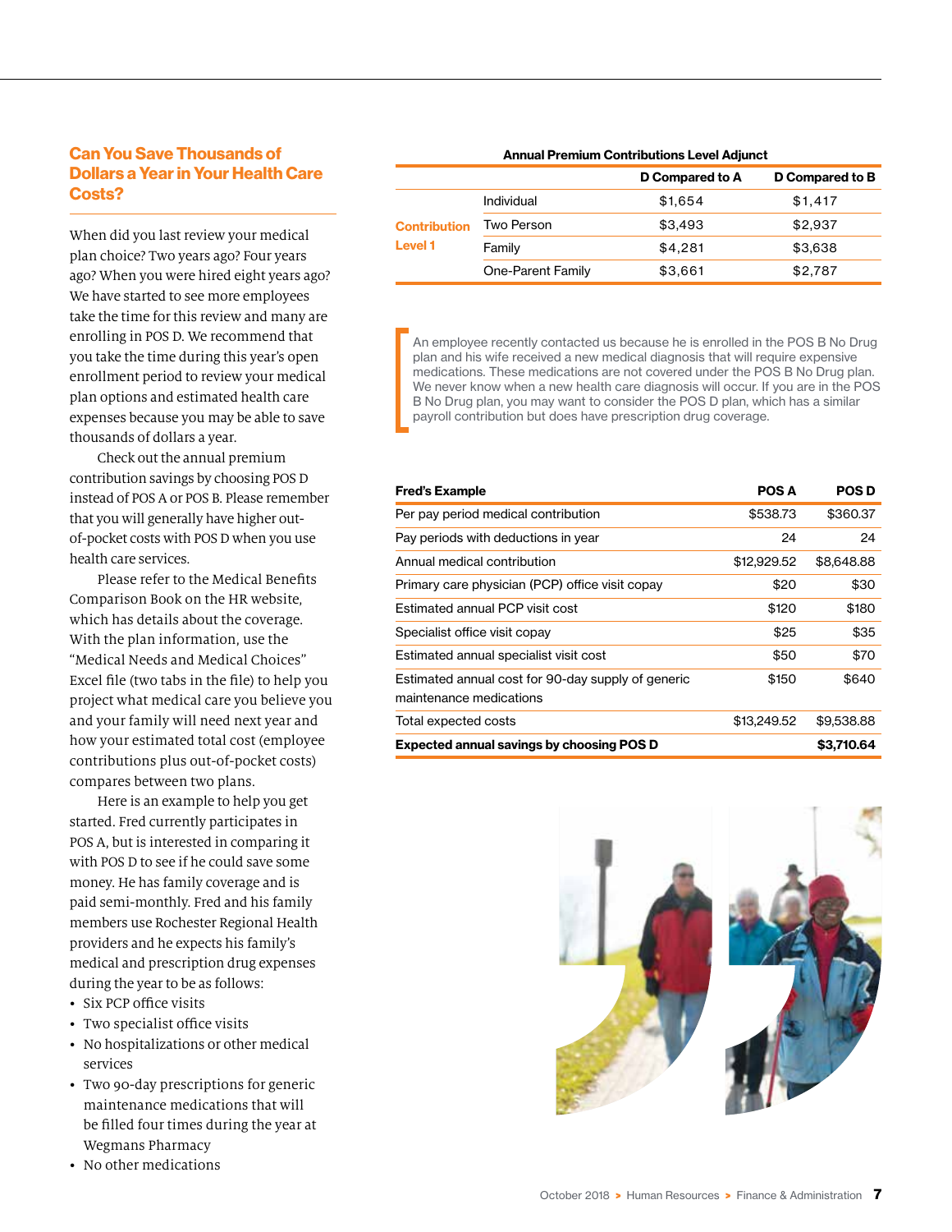## Can You Save Thousands of Dollars a Year in Your Health Care Costs?

When did you last review your medical plan choice? Two years ago? Four years ago? When you were hired eight years ago? We have started to see more employees take the time for this review and many are enrolling in POS D. We recommend that you take the time during this year's open enrollment period to review your medical plan options and estimated health care expenses because you may be able to save thousands of dollars a year.

Check out the annual premium contribution savings by choosing POS D instead of POS A or POS B. Please remember that you will generally have higher out-of-pocket costs with POS D when you use health care services.

Please refer to the Medical Benefits Comparison Book on the HR website, which has details about the coverage. With the plan information, use the "Medical Needs and Medical Choices" Excel file (two tabs in the file) to help you project what medical care you believe you and your family will need next year and how your estimated total cost (employee contributions plus out-of-pocket costs) compares between two plans.

Here is an example to help you get started. Fred currently participates in POS A, but is interested in comparing it with POS D to see if he could save some money. He has family coverage and is paid semi-monthly. Fred and his family members use Rochester Regional Health providers and he expects his family's medical and prescription drug expenses during the year to be as follows:

- Six PCP office visits
- Two specialist office visits
- No hospitalizations or other medical services
- Two 90-day prescriptions for generic maintenance medications that will be filled four times during the year at Wegmans Pharmacy
- No other medications

**Annual Premium Contributions Level Adjunct**

| | | D Compared to A | D Compared to B |
|---|---|---|---|
| Contribution Level 1 | Individual | $1,654 | $1,417 |
| | Two Person | $3,493 | $2,937 |
| | Family | $4,281 | $3,638 |
| | One-Parent Family | $3,661 | $2,787 |

An employee recently contacted us because he is enrolled in the POS B No Drug plan and his wife received a new medical diagnosis that will require expensive medications. These medications are not covered under the POS B No Drug plan. We never know when a new health care diagnosis will occur. If you are in the POS B No Drug plan, you may want to consider the POS D plan, which has a similar payroll contribution but does have prescription drug coverage.

| Fred's Example | POS A | POS D |
|---|---|---|
| Per pay period medical contribution | $538.73 | $360.37 |
| Pay periods with deductions in year | 24 | 24 |
| Annual medical contribution | $12,929.52 | $8,648.88 |
| Primary care physician (PCP) office visit copay | $20 | $30 |
| Estimated annual PCP visit cost | $120 | $180 |
| Specialist office visit copay | $25 | $35 |
| Estimated annual specialist visit cost | $50 | $70 |
| Estimated annual cost for 90-day supply of generic maintenance medications | $150 | $640 |
| Total expected costs | $13,249.52 | $9,538.88 |
| **Expected annual savings by choosing POS D** | | **$3,710.64** |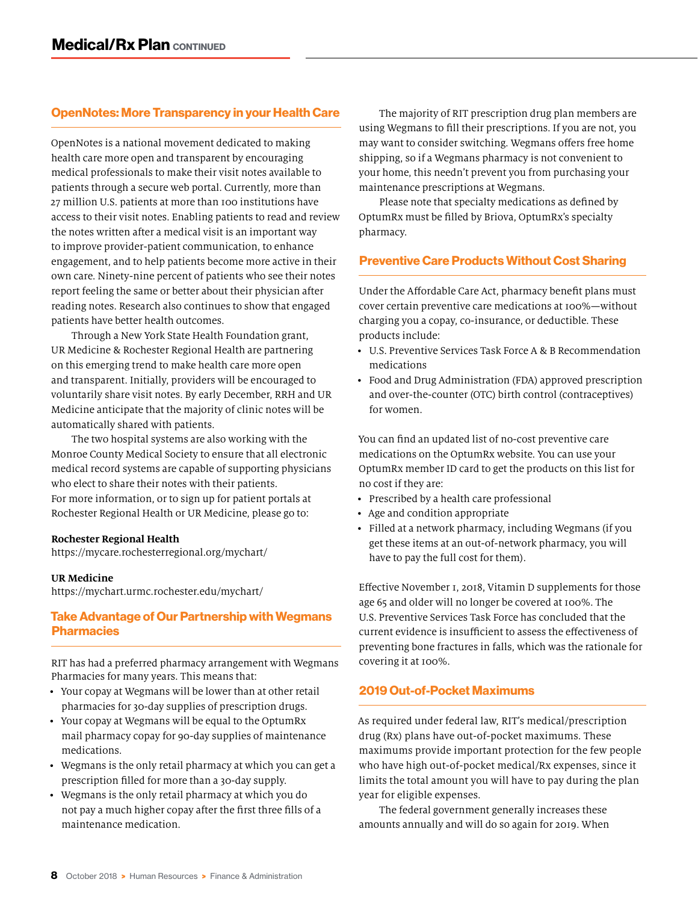## OpenNotes: More Transparency in your Health Care

OpenNotes is a national movement dedicated to making health care more open and transparent by encouraging medical professionals to make their visit notes available to patients through a secure web portal. Currently, more than 27 million U.S. patients at more than 100 institutions have access to their visit notes. Enabling patients to read and review the notes written after a medical visit is an important way to improve provider-patient communication, to enhance engagement, and to help patients become more active in their own care. Ninety-nine percent of patients who see their notes report feeling the same or better about their physician after reading notes. Research also continues to show that engaged patients have better health outcomes.

Through a New York State Health Foundation grant, UR Medicine & Rochester Regional Health are partnering on this emerging trend to make health care more open and transparent. Initially, providers will be encouraged to voluntarily share visit notes. By early December, RRH and UR Medicine anticipate that the majority of clinic notes will be automatically shared with patients.

The two hospital systems are also working with the Monroe County Medical Society to ensure that all electronic medical record systems are capable of supporting physicians who elect to share their notes with their patients.
For more information, or to sign up for patient portals at Rochester Regional Health or UR Medicine, please go to:

**Rochester Regional Health**
https://mycare.rochesterregional.org/mychart/

**UR Medicine**
https://mychart.urmc.rochester.edu/mychart/

## Take Advantage of Our Partnership with Wegmans Pharmacies

RIT has had a preferred pharmacy arrangement with Wegmans Pharmacies for many years. This means that:

- Your copay at Wegmans will be lower than at other retail pharmacies for 30-day supplies of prescription drugs.
- Your copay at Wegmans will be equal to the OptumRx mail pharmacy copay for 90-day supplies of maintenance medications.
- Wegmans is the only retail pharmacy at which you can get a prescription filled for more than a 30-day supply.
- Wegmans is the only retail pharmacy at which you do not pay a much higher copay after the first three fills of a maintenance medication.

The majority of RIT prescription drug plan members are using Wegmans to fill their prescriptions. If you are not, you may want to consider switching. Wegmans offers free home shipping, so if a Wegmans pharmacy is not convenient to your home, this needn't prevent you from purchasing your maintenance prescriptions at Wegmans.

Please note that specialty medications as defined by OptumRx must be filled by Briova, OptumRx's specialty pharmacy.

## Preventive Care Products Without Cost Sharing

Under the Affordable Care Act, pharmacy benefit plans must cover certain preventive care medications at 100%—without charging you a copay, co-insurance, or deductible. These products include:

- U.S. Preventive Services Task Force A & B Recommendation medications
- Food and Drug Administration (FDA) approved prescription and over-the-counter (OTC) birth control (contraceptives) for women.

You can find an updated list of no-cost preventive care medications on the OptumRx website. You can use your OptumRx member ID card to get the products on this list for no cost if they are:

- Prescribed by a health care professional
- Age and condition appropriate
- Filled at a network pharmacy, including Wegmans (if you get these items at an out-of-network pharmacy, you will have to pay the full cost for them).

Effective November 1, 2018, Vitamin D supplements for those age 65 and older will no longer be covered at 100%. The U.S. Preventive Services Task Force has concluded that the current evidence is insufficient to assess the effectiveness of preventing bone fractures in falls, which was the rationale for covering it at 100%.

## 2019 Out-of-Pocket Maximums

As required under federal law, RIT's medical/prescription drug (Rx) plans have out-of-pocket maximums. These maximums provide important protection for the few people who have high out-of-pocket medical/Rx expenses, since it limits the total amount you will have to pay during the plan year for eligible expenses.

The federal government generally increases these amounts annually and will do so again for 2019. When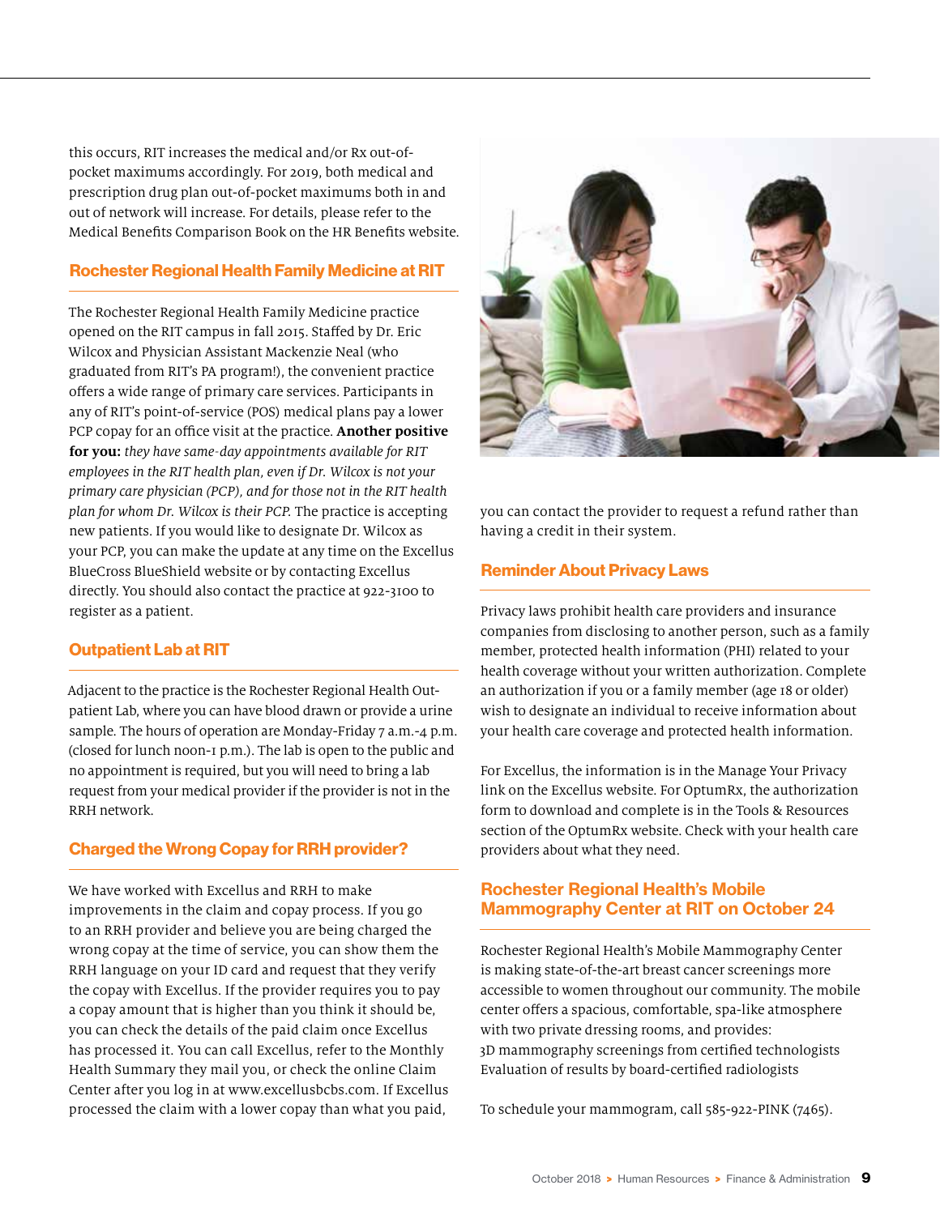this occurs, RIT increases the medical and/or Rx out-of-pocket maximums accordingly. For 2019, both medical and prescription drug plan out-of-pocket maximums both in and out of network will increase. For details, please refer to the Medical Benefits Comparison Book on the HR Benefits website.

## Rochester Regional Health Family Medicine at RIT

The Rochester Regional Health Family Medicine practice opened on the RIT campus in fall 2015. Staffed by Dr. Eric Wilcox and Physician Assistant Mackenzie Neal (who graduated from RIT's PA program!), the convenient practice offers a wide range of primary care services. Participants in any of RIT's point-of-service (POS) medical plans pay a lower PCP copay for an office visit at the practice. **Another positive for you:** *they have same-day appointments available for RIT employees in the RIT health plan, even if Dr. Wilcox is not your primary care physician (PCP), and for those not in the RIT health plan for whom Dr. Wilcox is their PCP.* The practice is accepting new patients. If you would like to designate Dr. Wilcox as your PCP, you can make the update at any time on the Excellus BlueCross BlueShield website or by contacting Excellus directly. You should also contact the practice at 922-3100 to register as a patient.

## Outpatient Lab at RIT

Adjacent to the practice is the Rochester Regional Health Outpatient Lab, where you can have blood drawn or provide a urine sample. The hours of operation are Monday-Friday 7 a.m.-4 p.m. (closed for lunch noon-1 p.m.). The lab is open to the public and no appointment is required, but you will need to bring a lab request from your medical provider if the provider is not in the RRH network.

## Charged the Wrong Copay for RRH provider?

We have worked with Excellus and RRH to make improvements in the claim and copay process. If you go to an RRH provider and believe you are being charged the wrong copay at the time of service, you can show them the RRH language on your ID card and request that they verify the copay with Excellus. If the provider requires you to pay a copay amount that is higher than you think it should be, you can check the details of the paid claim once Excellus has processed it. You can call Excellus, refer to the Monthly Health Summary they mail you, or check the online Claim Center after you log in at www.excellusbcbs.com. If Excellus processed the claim with a lower copay than what you paid, you can contact the provider to request a refund rather than having a credit in their system.

## Reminder About Privacy Laws

Privacy laws prohibit health care providers and insurance companies from disclosing to another person, such as a family member, protected health information (PHI) related to your health coverage without your written authorization. Complete an authorization if you or a family member (age 18 or older) wish to designate an individual to receive information about your health care coverage and protected health information.

For Excellus, the information is in the Manage Your Privacy link on the Excellus website. For OptumRx, the authorization form to download and complete is in the Tools & Resources section of the OptumRx website. Check with your health care providers about what they need.

## Rochester Regional Health's Mobile Mammography Center at RIT on October 24

Rochester Regional Health's Mobile Mammography Center is making state-of-the-art breast cancer screenings more accessible to women throughout our community. The mobile center offers a spacious, comfortable, spa-like atmosphere with two private dressing rooms, and provides:

3D mammography screenings from certified technologists
Evaluation of results by board-certified radiologists

To schedule your mammogram, call 585-922-PINK (7465).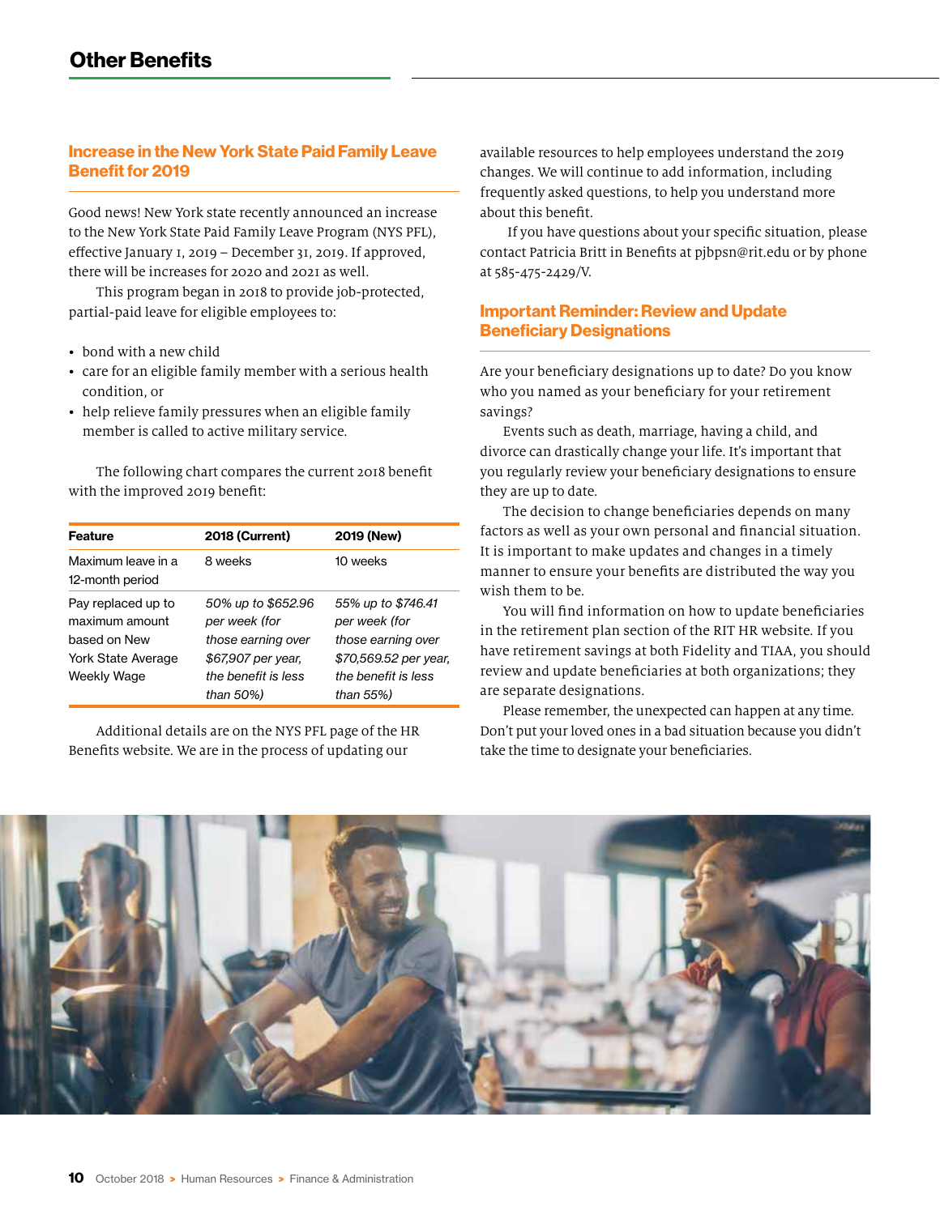## Other Benefits

### Increase in the New York State Paid Family Leave Benefit for 2019

Good news! New York state recently announced an increase to the New York State Paid Family Leave Program (NYS PFL), effective January 1, 2019 – December 31, 2019. If approved, there will be increases for 2020 and 2021 as well.

This program began in 2018 to provide job-protected, partial-paid leave for eligible employees to:

- bond with a new child
- care for an eligible family member with a serious health condition, or
- help relieve family pressures when an eligible family member is called to active military service.

The following chart compares the current 2018 benefit with the improved 2019 benefit:

| Feature | 2018 (Current) | 2019 (New) |
|---|---|---|
| Maximum leave in a 12-month period | 8 weeks | 10 weeks |
| Pay replaced up to maximum amount based on New York State Average Weekly Wage | *50% up to $652.96 per week (for those earning over $67,907 per year, the benefit is less than 50%)* | *55% up to $746.41 per week (for those earning over $70,569.52 per year, the benefit is less than 55%)* |

Additional details are on the NYS PFL page of the HR Benefits website. We are in the process of updating our available resources to help employees understand the 2019 changes. We will continue to add information, including frequently asked questions, to help you understand more about this benefit.

If you have questions about your specific situation, please contact Patricia Britt in Benefits at pjbpsn@rit.edu or by phone at 585-475-2429/V.

### Important Reminder: Review and Update Beneficiary Designations

Are your beneficiary designations up to date? Do you know who you named as your beneficiary for your retirement savings?

Events such as death, marriage, having a child, and divorce can drastically change your life. It's important that you regularly review your beneficiary designations to ensure they are up to date.

The decision to change beneficiaries depends on many factors as well as your own personal and financial situation. It is important to make updates and changes in a timely manner to ensure your benefits are distributed the way you wish them to be.

You will find information on how to update beneficiaries in the retirement plan section of the RIT HR website. If you have retirement savings at both Fidelity and TIAA, you should review and update beneficiaries at both organizations; they are separate designations.

Please remember, the unexpected can happen at any time. Don't put your loved ones in a bad situation because you didn't take the time to designate your beneficiaries.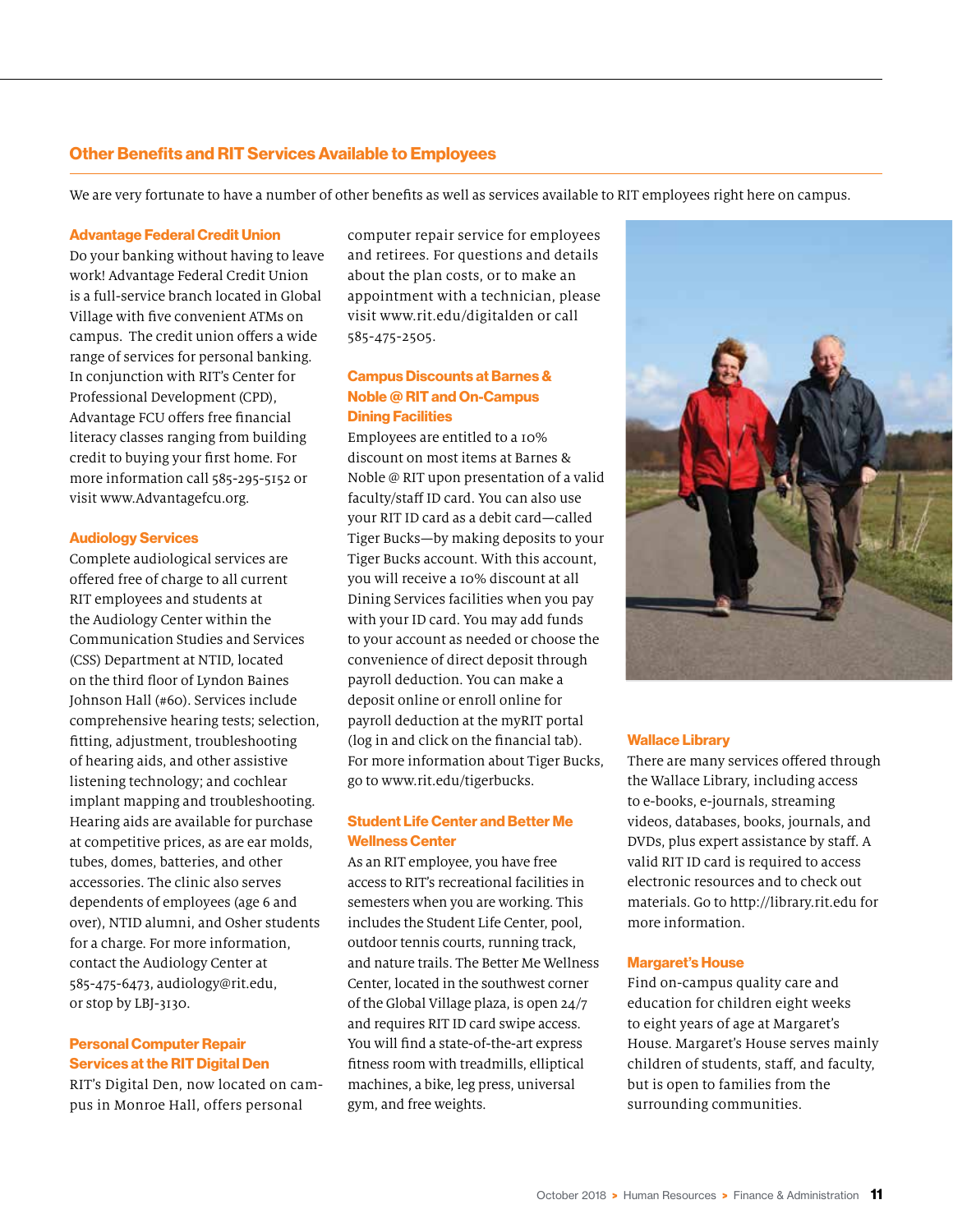## Other Benefits and RIT Services Available to Employees

We are very fortunate to have a number of other benefits as well as services available to RIT employees right here on campus.

### Advantage Federal Credit Union

Do your banking without having to leave work! Advantage Federal Credit Union is a full-service branch located in Global Village with five convenient ATMs on campus. The credit union offers a wide range of services for personal banking. In conjunction with RIT's Center for Professional Development (CPD), Advantage FCU offers free financial literacy classes ranging from building credit to buying your first home. For more information call 585-295-5152 or visit www.Advantagefcu.org.

### Audiology Services

Complete audiological services are offered free of charge to all current RIT employees and students at the Audiology Center within the Communication Studies and Services (CSS) Department at NTID, located on the third floor of Lyndon Baines Johnson Hall (#60). Services include comprehensive hearing tests; selection, fitting, adjustment, troubleshooting of hearing aids, and other assistive listening technology; and cochlear implant mapping and troubleshooting. Hearing aids are available for purchase at competitive prices, as are ear molds, tubes, domes, batteries, and other accessories. The clinic also serves dependents of employees (age 6 and over), NTID alumni, and Osher students for a charge. For more information, contact the Audiology Center at 585-475-6473, audiology@rit.edu, or stop by LBJ-3130.

### Personal Computer Repair Services at the RIT Digital Den

RIT's Digital Den, now located on campus in Monroe Hall, offers personal computer repair service for employees and retirees. For questions and details about the plan costs, or to make an appointment with a technician, please visit www.rit.edu/digitalden or call 585-475-2505.

### Campus Discounts at Barnes & Noble @ RIT and On-Campus Dining Facilities

Employees are entitled to a 10% discount on most items at Barnes & Noble @ RIT upon presentation of a valid faculty/staff ID card. You can also use your RIT ID card as a debit card—called Tiger Bucks—by making deposits to your Tiger Bucks account. With this account, you will receive a 10% discount at all Dining Services facilities when you pay with your ID card. You may add funds to your account as needed or choose the convenience of direct deposit through payroll deduction. You can make a deposit online or enroll online for payroll deduction at the myRIT portal (log in and click on the financial tab). For more information about Tiger Bucks, go to www.rit.edu/tigerbucks.

### Student Life Center and Better Me Wellness Center

As an RIT employee, you have free access to RIT's recreational facilities in semesters when you are working. This includes the Student Life Center, pool, outdoor tennis courts, running track, and nature trails. The Better Me Wellness Center, located in the southwest corner of the Global Village plaza, is open 24/7 and requires RIT ID card swipe access. You will find a state-of-the-art express fitness room with treadmills, elliptical machines, a bike, leg press, universal gym, and free weights.

### Wallace Library

There are many services offered through the Wallace Library, including access to e-books, e-journals, streaming videos, databases, books, journals, and DVDs, plus expert assistance by staff. A valid RIT ID card is required to access electronic resources and to check out materials. Go to http://library.rit.edu for more information.

### Margaret's House

Find on-campus quality care and education for children eight weeks to eight years of age at Margaret's House. Margaret's House serves mainly children of students, staff, and faculty, but is open to families from the surrounding communities.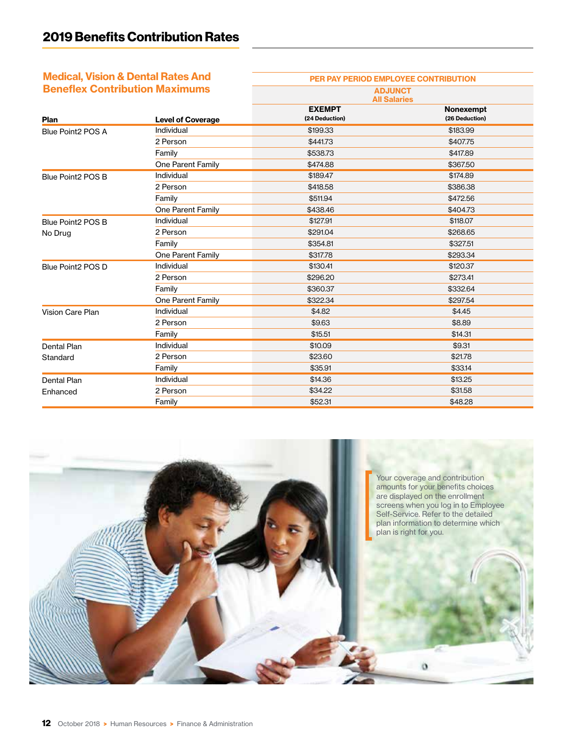# 2019 Benefits Contribution Rates

## Medical, Vision & Dental Rates And Beneflex Contribution Maximums

| Plan | Level of Coverage | PER PAY PERIOD EMPLOYEE CONTRIBUTION | |
|---|---|---|---|
| | | ADJUNCT All Salaries | |
| | | EXEMPT (24 Deduction) | Nonexempt (26 Deduction) |
| Blue Point2 POS A | Individual | $199.33 | $183.99 |
| | 2 Person | $441.73 | $407.75 |
| | Family | $538.73 | $417.89 |
| | One Parent Family | $474.88 | $367.50 |
| Blue Point2 POS B | Individual | $189.47 | $174.89 |
| | 2 Person | $418.58 | $386.38 |
| | Family | $511.94 | $472.56 |
| | One Parent Family | $438.46 | $404.73 |
| Blue Point2 POS B No Drug | Individual | $127.91 | $118.07 |
| | 2 Person | $291.04 | $268.65 |
| | Family | $354.81 | $327.51 |
| | One Parent Family | $317.78 | $293.34 |
| Blue Point2 POS D | Individual | $130.41 | $120.37 |
| | 2 Person | $296.20 | $273.41 |
| | Family | $360.37 | $332.64 |
| | One Parent Family | $322.34 | $297.54 |
| Vision Care Plan | Individual | $4.82 | $4.45 |
| | 2 Person | $9.63 | $8.89 |
| | Family | $15.51 | $14.31 |
| Dental Plan Standard | Individual | $10.09 | $9.31 |
| | 2 Person | $23.60 | $21.78 |
| | Family | $35.91 | $33.14 |
| Dental Plan Enhanced | Individual | $14.36 | $13.25 |
| | 2 Person | $34.22 | $31.58 |
| | Family | $52.31 | $48.28 |

Your coverage and contribution amounts for your benefits choices are displayed on the enrollment screens when you log in to Employee Self-Service. Refer to the detailed plan information to determine which plan is right for you.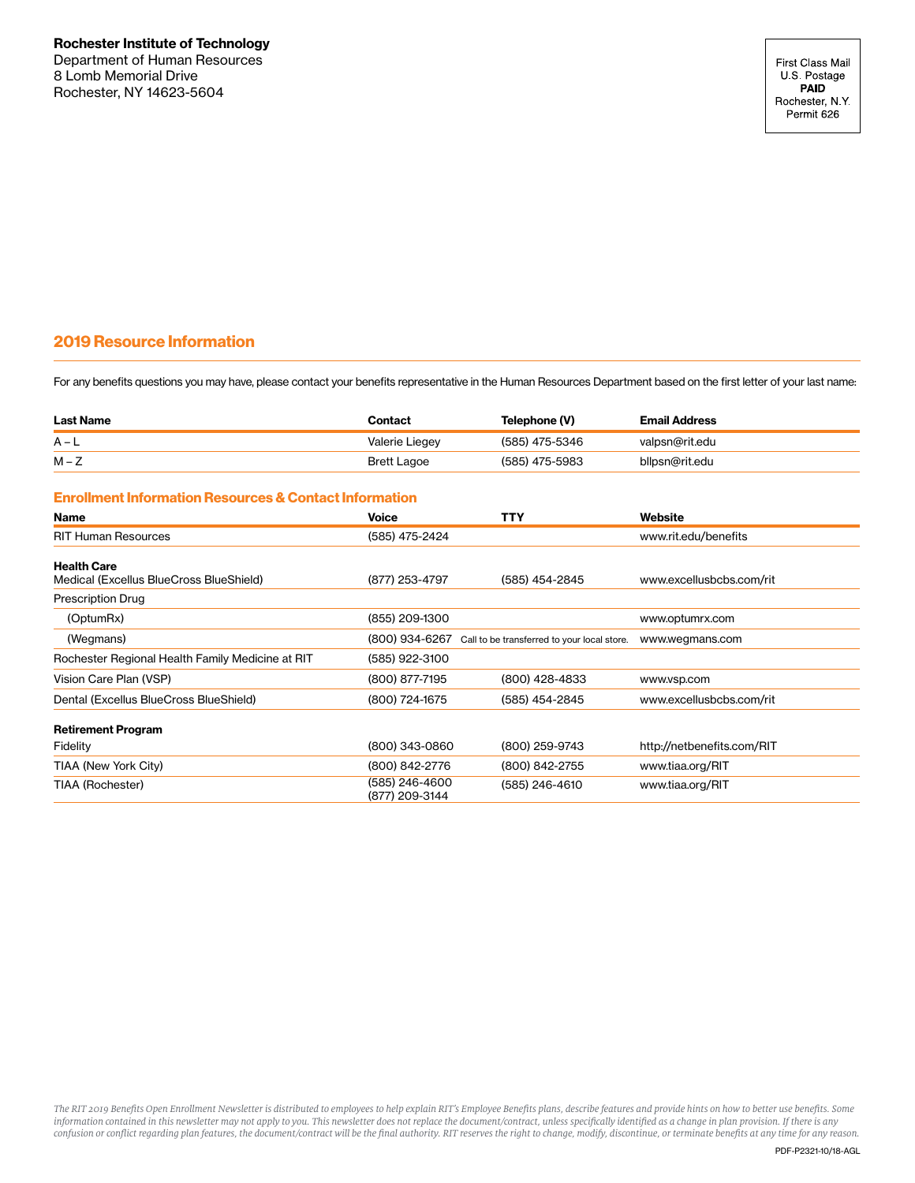**Rochester Institute of Technology**
Department of Human Resources
8 Lomb Memorial Drive
Rochester, NY 14623-5604

First Class Mail
U.S. Postage
**PAID**
Rochester, N.Y.
Permit 626

## 2019 Resource Information

For any benefits questions you may have, please contact your benefits representative in the Human Resources Department based on the first letter of your last name:

| Last Name | Contact | Telephone (V) | Email Address |
|---|---|---|---|
| A – L | Valerie Liegey | (585) 475-5346 | valpsn@rit.edu |
| M – Z | Brett Lagoe | (585) 475-5983 | bllpsn@rit.edu |

### Enrollment Information Resources & Contact Information

| Name | Voice | TTY | Website |
|---|---|---|---|
| RIT Human Resources | (585) 475-2424 | | www.rit.edu/benefits |
| **Health Care** | | | |
| Medical (Excellus BlueCross BlueShield) | (877) 253-4797 | (585) 454-2845 | www.excellusbcbs.com/rit |
| Prescription Drug | | | |
| (OptumRx) | (855) 209-1300 | | www.optumrx.com |
| (Wegmans) | (800) 934-6267 | Call to be transferred to your local store. | www.wegmans.com |
| Rochester Regional Health Family Medicine at RIT | (585) 922-3100 | | |
| Vision Care Plan (VSP) | (800) 877-7195 | (800) 428-4833 | www.vsp.com |
| Dental (Excellus BlueCross BlueShield) | (800) 724-1675 | (585) 454-2845 | www.excellusbcbs.com/rit |
| **Retirement Program** | | | |
| Fidelity | (800) 343-0860 | (800) 259-9743 | http://netbenefits.com/RIT |
| TIAA (New York City) | (800) 842-2776 | (800) 842-2755 | www.tiaa.org/RIT |
| TIAA (Rochester) | (585) 246-4600<br>(877) 209-3144 | (585) 246-4610 | www.tiaa.org/RIT |

*The RIT 2019 Benefits Open Enrollment Newsletter is distributed to employees to help explain RIT's Employee Benefits plans, describe features and provide hints on how to better use benefits. Some information contained in this newsletter may not apply to you. This newsletter does not replace the document/contract, unless specifically identified as a change in plan provision. If there is any confusion or conflict regarding plan features, the document/contract will be the final authority. RIT reserves the right to change, modify, discontinue, or terminate benefits at any time for any reason.*

PDF-P2321-10/18-AGL